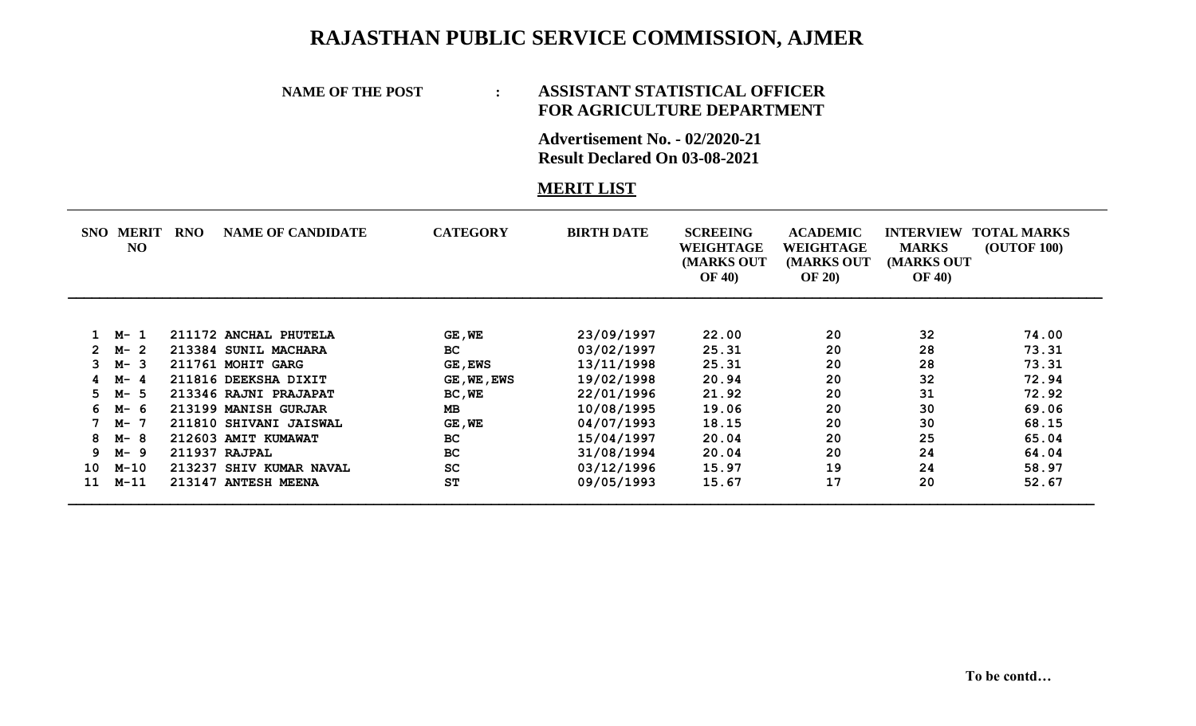# RAJASTHAN PUBLIC SERVICE COMMISSION, AJMER

**NAME OF THE POST : ASSISTANT STATISTICAL OFFICER FOR AGRICULTURE DEPARTMENT**

**Advertisement No. - 02/2020-21**
**Result Declared On 03-08-2021**

## MERIT LIST

| SNO | MERIT NO | RNO | NAME OF CANDIDATE | CATEGORY | BIRTH DATE | SCREEING WEIGHTAGE (MARKS OUT OF 40) | ACADEMIC WEIGHTAGE (MARKS OUT OF 20) | INTERVIEW MARKS (MARKS OUT OF 40) | TOTAL MARKS (OUTOF 100) |
|---|---|---|---|---|---|---|---|---|---|
| 1 | M- 1 | 211172 | ANCHAL PHUTELA | GE,WE | 23/09/1997 | 22.00 | 20 | 32 | 74.00 |
| 2 | M- 2 | 213384 | SUNIL MACHARA | BC | 03/02/1997 | 25.31 | 20 | 28 | 73.31 |
| 3 | M- 3 | 211761 | MOHIT GARG | GE,EWS | 13/11/1998 | 25.31 | 20 | 28 | 73.31 |
| 4 | M- 4 | 211816 | DEEKSHA DIXIT | GE,WE,EWS | 19/02/1998 | 20.94 | 20 | 32 | 72.94 |
| 5 | M- 5 | 213346 | RAJNI PRAJAPAT | BC,WE | 22/01/1996 | 21.92 | 20 | 31 | 72.92 |
| 6 | M- 6 | 213199 | MANISH GURJAR | MB | 10/08/1995 | 19.06 | 20 | 30 | 69.06 |
| 7 | M- 7 | 211810 | SHIVANI JAISWAL | GE,WE | 04/07/1993 | 18.15 | 20 | 30 | 68.15 |
| 8 | M- 8 | 212603 | AMIT KUMAWAT | BC | 15/04/1997 | 20.04 | 20 | 25 | 65.04 |
| 9 | M- 9 | 211937 | RAJPAL | BC | 31/08/1994 | 20.04 | 20 | 24 | 64.04 |
| 10 | M-10 | 213237 | SHIV KUMAR NAVAL | SC | 03/12/1996 | 15.97 | 19 | 24 | 58.97 |
| 11 | M-11 | 213147 | ANTESH MEENA | ST | 09/05/1993 | 15.67 | 17 | 20 | 52.67 |

**To be contd…**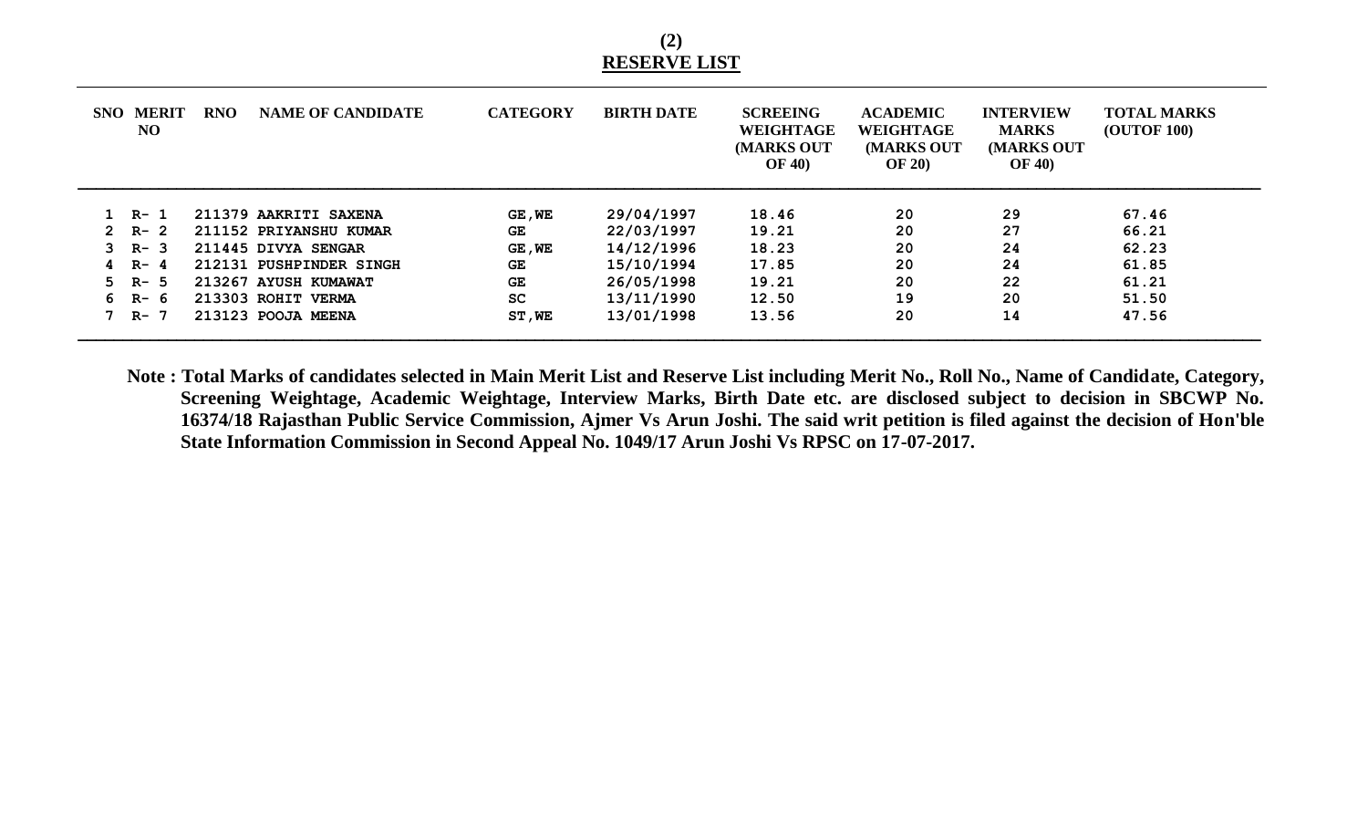## (2)
## RESERVE LIST

| SNO | MERIT NO | RNO | NAME OF CANDIDATE | CATEGORY | BIRTH DATE | SCREEING WEIGHTAGE (MARKS OUT OF 40) | ACADEMIC WEIGHTAGE (MARKS OUT OF 20) | INTERVIEW MARKS (MARKS OUT OF 40) | TOTAL MARKS (OUTOF 100) |
|---|---|---|---|---|---|---|---|---|---|
| 1 | R- 1 | 211379 | AAKRITI SAXENA | GE,WE | 29/04/1997 | 18.46 | 20 | 29 | 67.46 |
| 2 | R- 2 | 211152 | PRIYANSHU KUMAR | GE | 22/03/1997 | 19.21 | 20 | 27 | 66.21 |
| 3 | R- 3 | 211445 | DIVYA SENGAR | GE,WE | 14/12/1996 | 18.23 | 20 | 24 | 62.23 |
| 4 | R- 4 | 212131 | PUSHPINDER SINGH | GE | 15/10/1994 | 17.85 | 20 | 24 | 61.85 |
| 5 | R- 5 | 213267 | AYUSH KUMAWAT | GE | 26/05/1998 | 19.21 | 20 | 22 | 61.21 |
| 6 | R- 6 | 213303 | ROHIT VERMA | SC | 13/11/1990 | 12.50 | 19 | 20 | 51.50 |
| 7 | R- 7 | 213123 | POOJA MEENA | ST,WE | 13/01/1998 | 13.56 | 20 | 14 | 47.56 |

**Note : Total Marks of candidates selected in Main Merit List and Reserve List including Merit No., Roll No., Name of Candidate, Category, Screening Weightage, Academic Weightage, Interview Marks, Birth Date etc. are disclosed subject to decision in SBCWP No. 16374/18 Rajasthan Public Service Commission, Ajmer Vs Arun Joshi. The said writ petition is filed against the decision of Hon'ble State Information Commission in Second Appeal No. 1049/17 Arun Joshi Vs RPSC on 17-07-2017.**